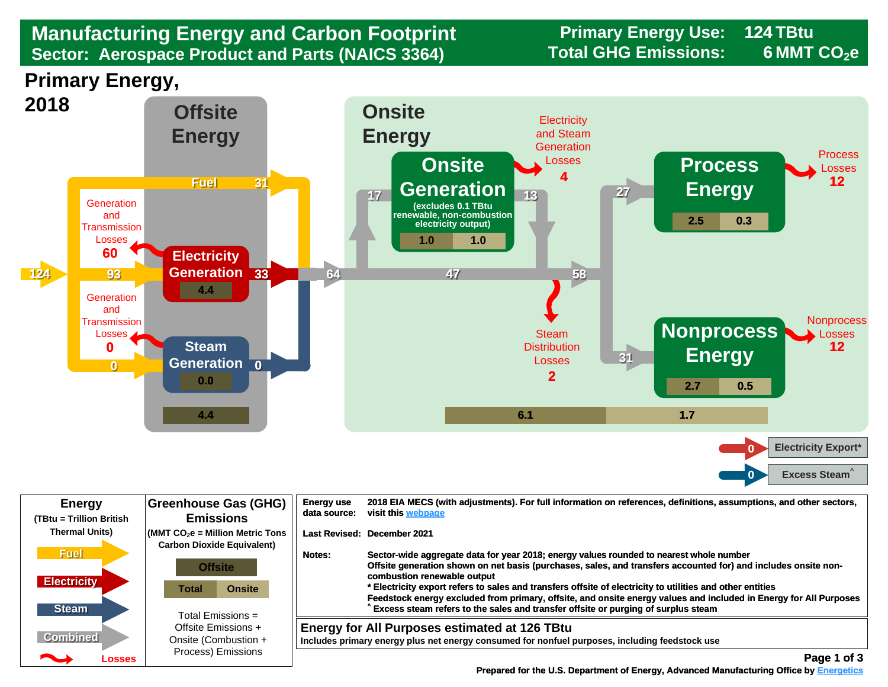# Manufacturing Energy and Carbon Footprint

**Sector: Aerospace Product and Parts (NAICS 3364)**

**Primary Energy Use: 124 TBtu**

**Total GHG Emissions: 6 MMT $CO_2e$**

## Primary Energy, 2018

### Offsite Energy

- 124 (Fuel input)
- Fuel 31
- 93 → Electricity Generation → 33 (4.4)
- Generation and Transmission Losses 60
- 0 → Steam Generation → 0 (0.0)
- Generation and Transmission Losses 0
- Offsite total: 4.4

### Onsite Energy

- 64 → 47 → 58
- Onsite Generation (excludes 0.1 TBtu renewable, non-combustion electricity output): 17 in, 13 out; 1.0 | 1.0
- Electricity and Steam Generation Losses 4
- Steam Distribution Losses 2
- 27 → Process Energy: 2.5 | 0.3
- Process Losses 12
- 31 → Nonprocess Energy: 2.7 | 0.5
- Nonprocess Losses 12
- Onsite totals: 6.1 | 1.7

- Electricity Export*: 0
- Excess Steam^: 0

| Energy (TBtu = Trillion British Thermal Units) | Greenhouse Gas (GHG) Emissions (MMT $CO_2e$ = Million Metric Tons Carbon Dioxide Equivalent) |
|---|---|
| Fuel | Offsite |
| Electricity | Total \| Onsite |
| Steam | Total Emissions = Offsite Emissions + Onsite (Combustion + Process) Emissions |
| Combined | |
| Losses | |

**Energy use data source:** 2018 EIA MECS (with adjustments). For full information on references, definitions, assumptions, and other sectors, visit this webpage

**Last Revised:** December 2021

**Notes:** Sector-wide aggregate data for year 2018; energy values rounded to nearest whole number
Offsite generation shown on net basis (purchases, sales, and transfers accounted for) and includes onsite non-combustion renewable output
* Electricity export refers to sales and transfers offsite of electricity to utilities and other entities
Feedstock energy excluded from primary, offsite, and onsite energy values and included in Energy for All Purposes
^ Excess steam refers to the sales and transfer offsite or purging of surplus steam

**Energy for All Purposes estimated at 126 TBtu**
Includes primary energy plus net energy consumed for nonfuel purposes, including feedstock use

Prepared for the U.S. Department of Energy, Advanced Manufacturing Office by Energetics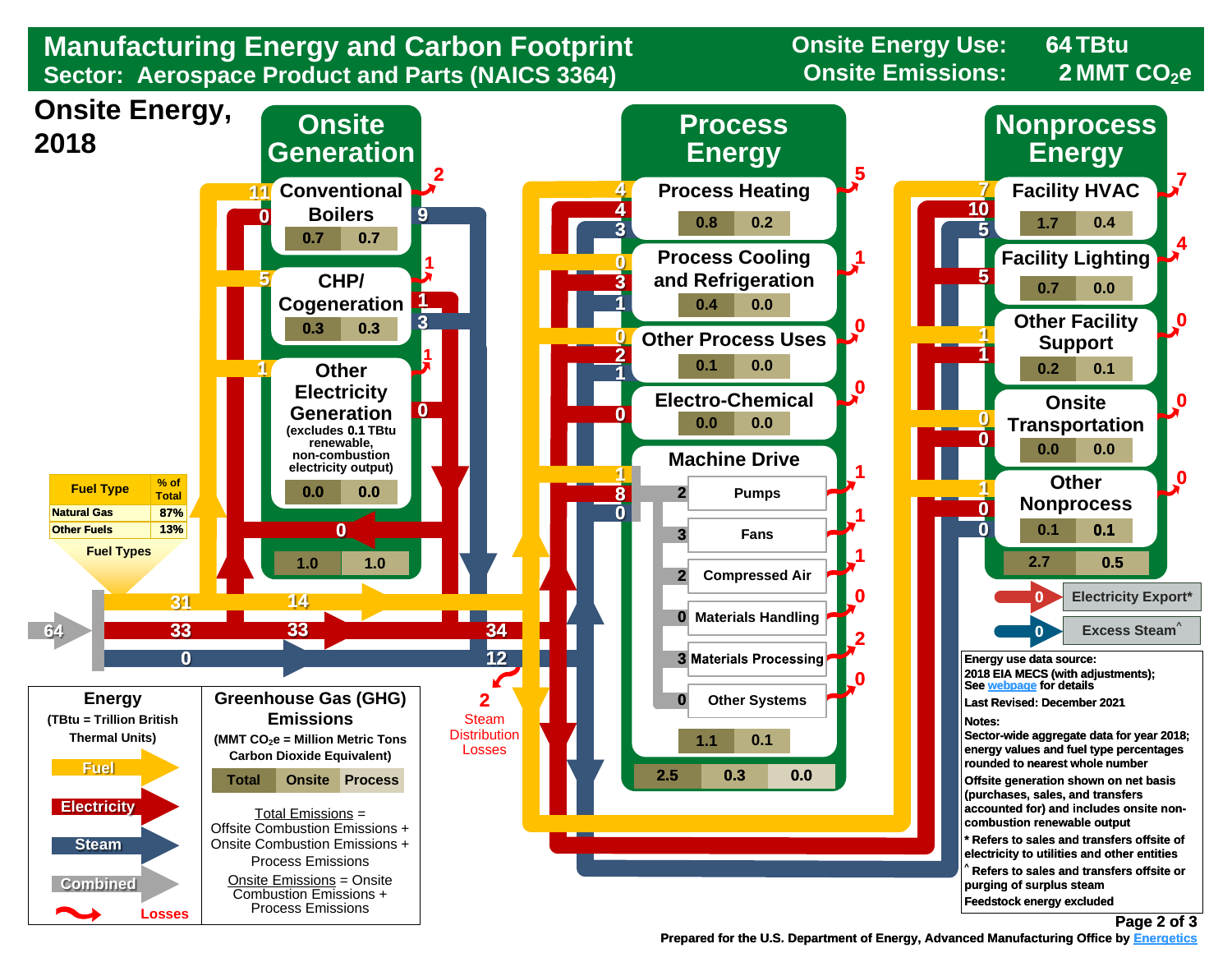# Manufacturing Energy and Carbon Footprint

**Sector: Aerospace Product and Parts (NAICS 3364)**

Onsite Energy Use: 64 TBtu

Onsite Emissions: 2 MMT $CO_2e$

## Onsite Energy, 2018

### Onsite Generation

| Category | Fuel In | Electricity In | Total Emissions | Onsite Emissions | Losses | Output |
|---|---|---|---|---|---|---|
| Conventional Boilers | 11 | 0 | 0.7 | 0.7 | 2 | Steam 9 |
| CHP/ Cogeneration | 5 | | 0.3 | 0.3 | 1 | Electricity 1, Steam 3 |
| Other Electricity Generation (excludes 0.1 TBtu renewable, non-combustion electricity output) | 1 | | 0.0 | 0.0 | 1 | Electricity 0 |
| **Onsite Generation Total** | | | 1.0 | 1.0 | | |

Electricity from onsite generation: 0

### Process Energy

| End Use | Fuel | Electricity | Steam | Total Emissions | Onsite Emissions | Losses |
|---|---|---|---|---|---|---|
| Process Heating | 4 | 4 | 3 | 0.8 | 0.2 | 5 |
| Process Cooling and Refrigeration | 0 | 3 | 1 | 0.4 | 0.0 | 1 |
| Other Process Uses | 0 | 2 | 1 | 0.1 | 0.0 | 0 |
| Electro-Chemical | | 0 | | 0.0 | 0.0 | 0 |
| Machine Drive | 1 | 8 | 0 | 1.1 | 0.1 | |

**Machine Drive**

| System | Energy | Losses |
|---|---|---|
| Pumps | 2 | 1 |
| Fans | 3 | 1 |
| Compressed Air | 2 | 1 |
| Materials Handling | 0 | 0 |
| Materials Processing | 3 | 2 |
| Other Systems | 0 | 0 |

**Process Energy Total Emissions:** Total 2.5 | Onsite 0.3 | Process 0.0

### Nonprocess Energy

| End Use | Fuel | Electricity | Steam | Total Emissions | Onsite Emissions | Losses |
|---|---|---|---|---|---|---|
| Facility HVAC | 7 | 10 | 5 | 1.7 | 0.4 | 7 |
| Facility Lighting | | 5 | | 0.7 | 0.0 | 4 |
| Other Facility Support | 1 | 1 | | 0.2 | 0.1 | 0 |
| Onsite Transportation | 0 | 0 | | 0.0 | 0.0 | 0 |
| Other Nonprocess | 1 | 0 | 0 | 0.1 | 0.1 | 0 |
| **Nonprocess Total** | | | | 2.7 | 0.5 | |

### Energy Supply

- Combined energy input: 64
- Fuel: 31 (14 to end uses)
- Electricity: 33 (33 → 34 to end uses)
- Steam: 0 (12 to end uses)
- Steam Distribution Losses: 2
- Electricity Export*: 0
- Excess Steam^: 0

| Fuel Type | % of Total |
|---|---|
| Natural Gas | 87% |
| Other Fuels | 13% |

Fuel Types

### Legend

**Energy** (TBtu = Trillion British Thermal Units): Fuel, Electricity, Steam, Combined, Losses

**Greenhouse Gas (GHG) Emissions** (MMT $CO_2e$ = Million Metric Tons Carbon Dioxide Equivalent): Total | Onsite | Process

Total Emissions = Offsite Combustion Emissions + Onsite Combustion Emissions + Process Emissions

Onsite Emissions = Onsite Combustion Emissions + Process Emissions

Energy use data source: 2018 EIA MECS (with adjustments); See webpage for details

Last Revised: December 2021

**Notes:**

Sector-wide aggregate data for year 2018; energy values and fuel type percentages rounded to nearest whole number

Offsite generation shown on net basis (purchases, sales, and transfers accounted for) and includes onsite non-combustion renewable output

\* Refers to sales and transfers offsite of electricity to utilities and other entities

^ Refers to sales and transfers offsite or purging of surplus steam

Feedstock energy excluded

Prepared for the U.S. Department of Energy, Advanced Manufacturing Office by Energetics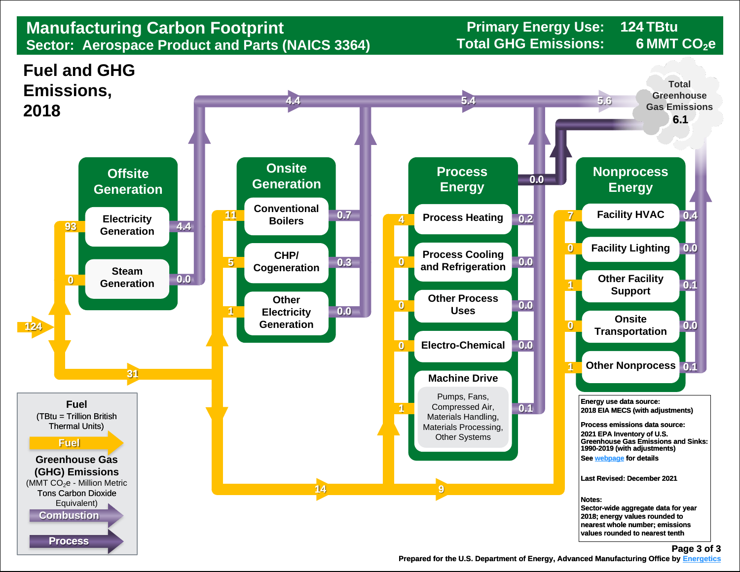# Manufacturing Carbon Footprint

## Sector: Aerospace Product and Parts (NAICS 3364)

Primary Energy Use: 124 TBtu

Total GHG Emissions: 6 MMT $CO_2e$

## Fuel and GHG Emissions, 2018

124

93

0

31

11

5

1

14

9

4

0

0

0

1

7

0

1

0

1

### Offsite Generation

Electricity Generation 4.4

Steam Generation 0.0

### Onsite Generation

Conventional Boilers 0.7

CHP/ Cogeneration 0.3

Other Electricity Generation 0.0

### Process Energy

0.0

Process Heating 0.2

Process Cooling and Refrigeration 0.0

Other Process Uses 0.0

Electro-Chemical 0.0

Machine Drive 0.1

Pumps, Fans, Compressed Air, Materials Handling, Materials Processing, Other Systems

### Nonprocess Energy

Facility HVAC 0.4

Facility Lighting 0.0

Other Facility Support 0.1

Onsite Transportation 0.0

Other Nonprocess 0.1

4.4

5.4

5.6

Total Greenhouse Gas Emissions 6.1

**Fuel**
(TBtu = Trillion British Thermal Units)

Fuel

**Greenhouse Gas (GHG) Emissions**
(MMT $CO_2e$ - Million Metric Tons Carbon Dioxide Equivalent)

Combustion

Process

**Energy use data source:**
**2018 EIA MECS (with adjustments)**

**Process emissions data source:**
**2021 EPA Inventory of U.S. Greenhouse Gas Emissions and Sinks: 1990-2019 (with adjustments)**

**See webpage for details**

**Last Revised: December 2021**

**Notes:**
**Sector-wide aggregate data for year 2018; energy values rounded to nearest whole number; emissions values rounded to nearest tenth**

**Prepared for the U.S. Department of Energy, Advanced Manufacturing Office by Energetics**